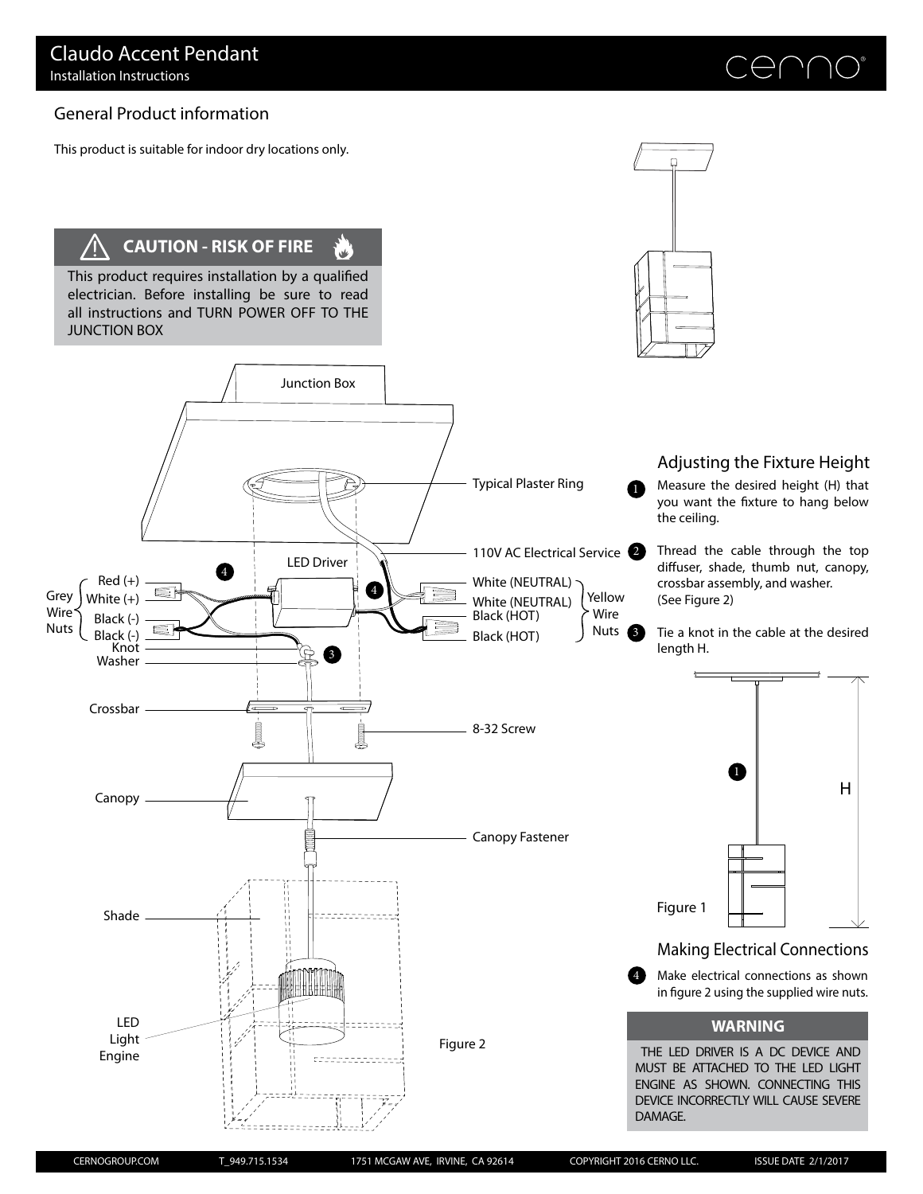# Claudo Accent Pendant

Installation Instructions

## General Product information

This product is suitable for indoor dry locations only.

**CAUTION - RISK OF FIRE**

This product requires installation by a qualified electrician. Before installing be sure to read all instructions and TURN POWER OFF TO THE JUNCTION BOX

Junction Box

Typical Plaster Ring

110V AC Electrical Service

LED Driver

Grey Wire Nuts: Red (+), White (+), Black (-), Black (-)

Yellow Wire Nuts: White (NEUTRAL), White (NEUTRAL), Black (HOT), Black (HOT)

Knot

Washer

Crossbar

8-32 Screw

Canopy

Canopy Fastener

Shade

LED Light Engine

Figure 2

## Adjusting the Fixture Height

1. Measure the desired height (H) that you want the fixture to hang below the ceiling.
2. Thread the cable through the top diffuser, shade, thumb nut, canopy, crossbar assembly, and washer. (See Figure 2)
3. Tie a knot in the cable at the desired length H.

H

Figure 1

## Making Electrical Connections

4. Make electrical connections as shown in figure 2 using the supplied wire nuts.

**WARNING**

THE LED DRIVER IS A DC DEVICE AND MUST BE ATTACHED TO THE LED LIGHT ENGINE AS SHOWN. CONNECTING THIS DEVICE INCORRECTLY WILL CAUSE SEVERE DAMAGE.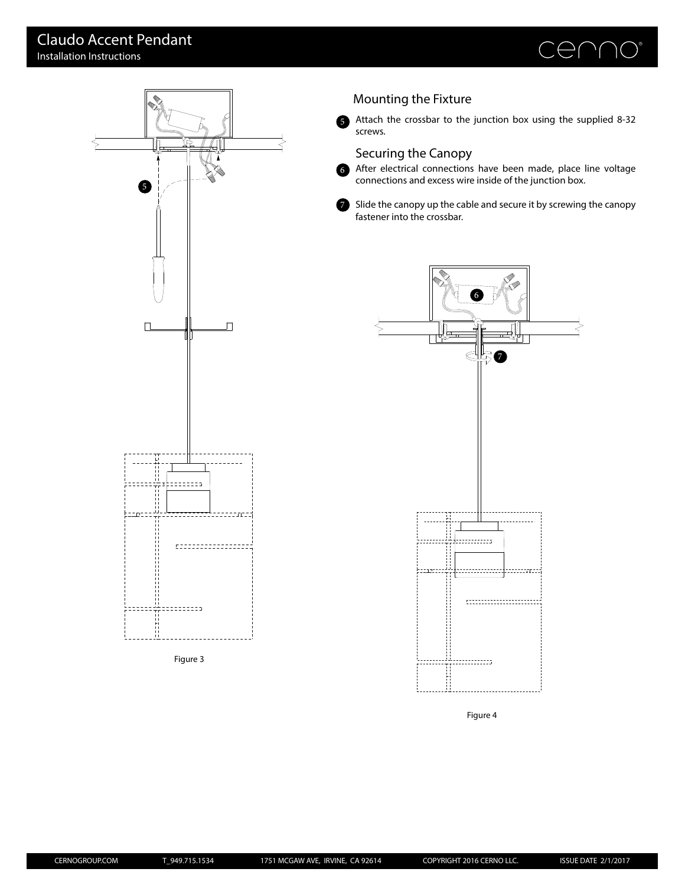## Mounting the Fixture

5 Attach the crossbar to the junction box using the supplied 8-32 screws.

## Securing the Canopy

6 After electrical connections have been made, place line voltage connections and excess wire inside of the junction box.

7 Slide the canopy up the cable and secure it by screwing the canopy fastener into the crossbar.

5

Figure 3

6

7

Figure 4